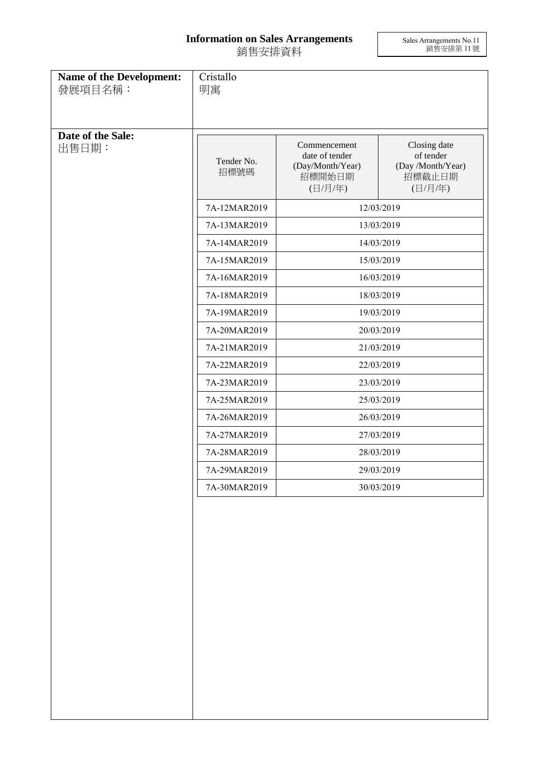# Information on Sales Arrangements
# 銷售安排資料

Sales Arrangements No.11
銷售安排第 11 號

| **Name of the Development:** 發展項目名稱： | Cristallo 明寓 |
|---|---|

**Date of the Sale:**
出售日期：

| Tender No. 招標號碼 | Commencement date of tender (Day/Month/Year) 招標開始日期 (日/月/年) | Closing date of tender (Day /Month/Year) 招標截止日期 (日/月/年) |
|---|---|---|
| 7A-12MAR2019 | 12/03/2019 | |
| 7A-13MAR2019 | 13/03/2019 | |
| 7A-14MAR2019 | 14/03/2019 | |
| 7A-15MAR2019 | 15/03/2019 | |
| 7A-16MAR2019 | 16/03/2019 | |
| 7A-18MAR2019 | 18/03/2019 | |
| 7A-19MAR2019 | 19/03/2019 | |
| 7A-20MAR2019 | 20/03/2019 | |
| 7A-21MAR2019 | 21/03/2019 | |
| 7A-22MAR2019 | 22/03/2019 | |
| 7A-23MAR2019 | 23/03/2019 | |
| 7A-25MAR2019 | 25/03/2019 | |
| 7A-26MAR2019 | 26/03/2019 | |
| 7A-27MAR2019 | 27/03/2019 | |
| 7A-28MAR2019 | 28/03/2019 | |
| 7A-29MAR2019 | 29/03/2019 | |
| 7A-30MAR2019 | 30/03/2019 | |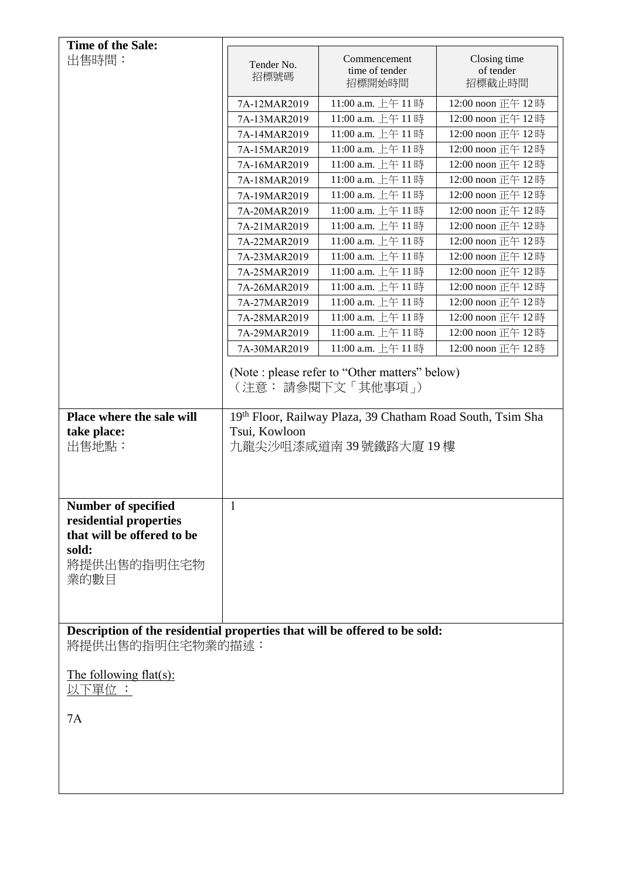| Time of the Sale: 出售時間： | | | |
|---|---|---|---|
| | Tender No. 招標號碼 | Commencement time of tender 招標開始時間 | Closing time of tender 招標截止時間 |
| | 7A-12MAR2019 | 11:00 a.m. 上午 11 時 | 12:00 noon 正午 12 時 |
| | 7A-13MAR2019 | 11:00 a.m. 上午 11 時 | 12:00 noon 正午 12 時 |
| | 7A-14MAR2019 | 11:00 a.m. 上午 11 時 | 12:00 noon 正午 12 時 |
| | 7A-15MAR2019 | 11:00 a.m. 上午 11 時 | 12:00 noon 正午 12 時 |
| | 7A-16MAR2019 | 11:00 a.m. 上午 11 時 | 12:00 noon 正午 12 時 |
| | 7A-18MAR2019 | 11:00 a.m. 上午 11 時 | 12:00 noon 正午 12 時 |
| | 7A-19MAR2019 | 11:00 a.m. 上午 11 時 | 12:00 noon 正午 12 時 |
| | 7A-20MAR2019 | 11:00 a.m. 上午 11 時 | 12:00 noon 正午 12 時 |
| | 7A-21MAR2019 | 11:00 a.m. 上午 11 時 | 12:00 noon 正午 12 時 |
| | 7A-22MAR2019 | 11:00 a.m. 上午 11 時 | 12:00 noon 正午 12 時 |
| | 7A-23MAR2019 | 11:00 a.m. 上午 11 時 | 12:00 noon 正午 12 時 |
| | 7A-25MAR2019 | 11:00 a.m. 上午 11 時 | 12:00 noon 正午 12 時 |
| | 7A-26MAR2019 | 11:00 a.m. 上午 11 時 | 12:00 noon 正午 12 時 |
| | 7A-27MAR2019 | 11:00 a.m. 上午 11 時 | 12:00 noon 正午 12 時 |
| | 7A-28MAR2019 | 11:00 a.m. 上午 11 時 | 12:00 noon 正午 12 時 |
| | 7A-29MAR2019 | 11:00 a.m. 上午 11 時 | 12:00 noon 正午 12 時 |
| | 7A-30MAR2019 | 11:00 a.m. 上午 11 時 | 12:00 noon 正午 12 時 |
| | (Note : please refer to "Other matters" below)（注意： 請參閱下文「其他事項」） | | |

| | |
|---|---|
| **Place where the sale will take place:** 出售地點： | 19th Floor, Railway Plaza, 39 Chatham Road South, Tsim Sha Tsui, Kowloon 九龍尖沙咀漆咸道南 39 號鐵路大廈 19 樓 |
| **Number of specified residential properties that will be offered to be sold:** 將提供出售的指明住宅物業的數目 | 1 |

**Description of the residential properties that will be offered to be sold:**
將提供出售的指明住宅物業的描述：

The following flat(s):
以下單位 ：

7A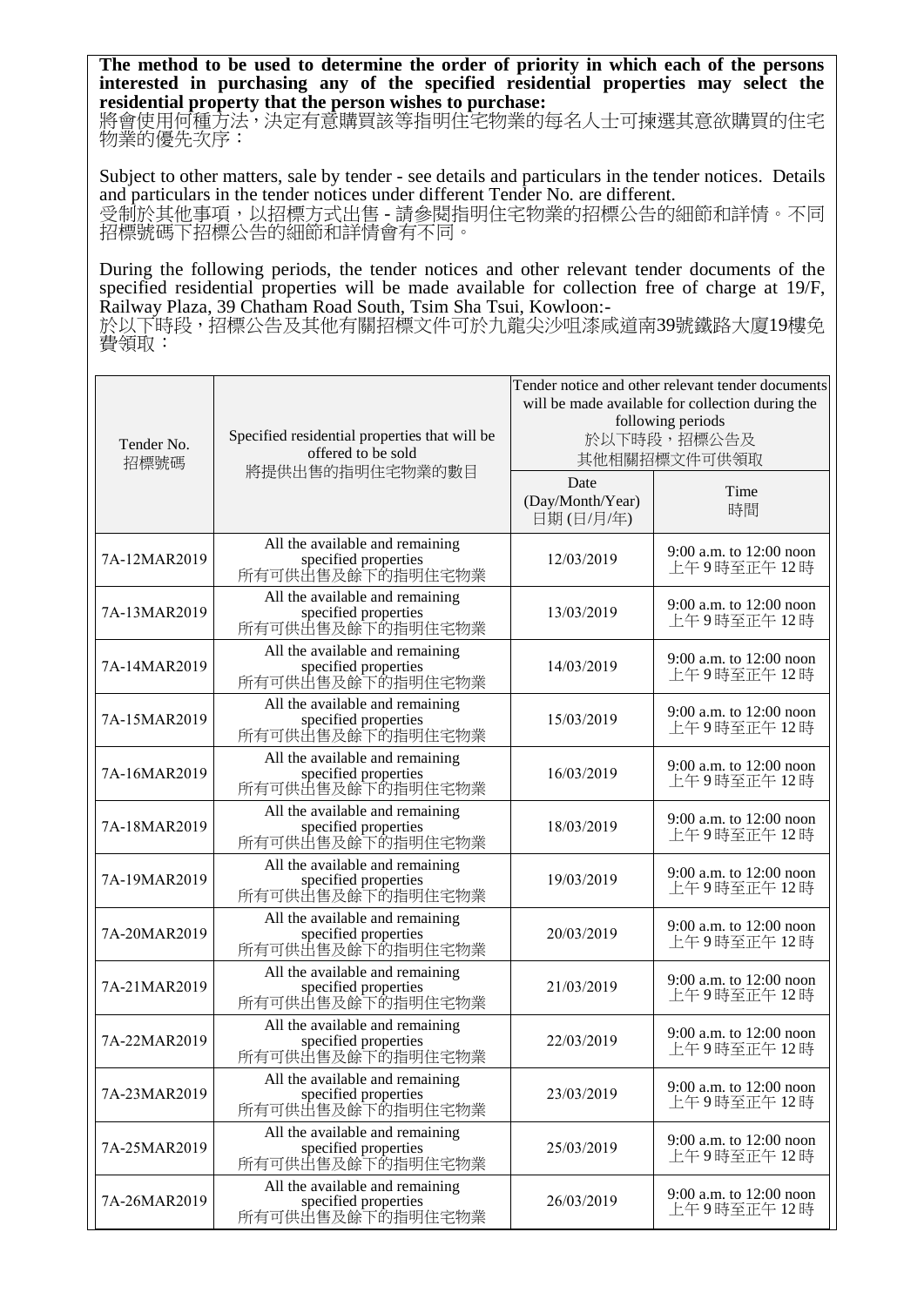**The method to be used to determine the order of priority in which each of the persons interested in purchasing any of the specified residential properties may select the residential property that the person wishes to purchase:**
將會使用何種方法，決定有意購買該等指明住宅物業的每名人士可揀選其意欲購買的住宅物業的優先次序：

Subject to other matters, sale by tender - see details and particulars in the tender notices. Details and particulars in the tender notices under different Tender No. are different.
受制於其他事項，以招標方式出售 - 請參閱指明住宅物業的招標公告的細節和詳情。不同招標號碼下招標公告的細節和詳情會有不同。

During the following periods, the tender notices and other relevant tender documents of the specified residential properties will be made available for collection free of charge at 19/F, Railway Plaza, 39 Chatham Road South, Tsim Sha Tsui, Kowloon:-
於以下時段，招標公告及其他有關招標文件可於九龍尖沙咀漆咸道南39號鐵路大廈19樓免費領取：

| Tender No. 招標號碼 | Specified residential properties that will be offered to be sold 將提供出售的指明住宅物業的數目 | Tender notice and other relevant tender documents will be made available for collection during the following periods 於以下時段，招標公告及其他相關招標文件可供領取 | |
|---|---|---|---|
| | | Date (Day/Month/Year) 日期 (日/月/年) | Time 時間 |
| 7A-12MAR2019 | All the available and remaining specified properties 所有可供出售及餘下的指明住宅物業 | 12/03/2019 | 9:00 a.m. to 12:00 noon 上午 9 時至正午 12 時 |
| 7A-13MAR2019 | All the available and remaining specified properties 所有可供出售及餘下的指明住宅物業 | 13/03/2019 | 9:00 a.m. to 12:00 noon 上午 9 時至正午 12 時 |
| 7A-14MAR2019 | All the available and remaining specified properties 所有可供出售及餘下的指明住宅物業 | 14/03/2019 | 9:00 a.m. to 12:00 noon 上午 9 時至正午 12 時 |
| 7A-15MAR2019 | All the available and remaining specified properties 所有可供出售及餘下的指明住宅物業 | 15/03/2019 | 9:00 a.m. to 12:00 noon 上午 9 時至正午 12 時 |
| 7A-16MAR2019 | All the available and remaining specified properties 所有可供出售及餘下的指明住宅物業 | 16/03/2019 | 9:00 a.m. to 12:00 noon 上午 9 時至正午 12 時 |
| 7A-18MAR2019 | All the available and remaining specified properties 所有可供出售及餘下的指明住宅物業 | 18/03/2019 | 9:00 a.m. to 12:00 noon 上午 9 時至正午 12 時 |
| 7A-19MAR2019 | All the available and remaining specified properties 所有可供出售及餘下的指明住宅物業 | 19/03/2019 | 9:00 a.m. to 12:00 noon 上午 9 時至正午 12 時 |
| 7A-20MAR2019 | All the available and remaining specified properties 所有可供出售及餘下的指明住宅物業 | 20/03/2019 | 9:00 a.m. to 12:00 noon 上午 9 時至正午 12 時 |
| 7A-21MAR2019 | All the available and remaining specified properties 所有可供出售及餘下的指明住宅物業 | 21/03/2019 | 9:00 a.m. to 12:00 noon 上午 9 時至正午 12 時 |
| 7A-22MAR2019 | All the available and remaining specified properties 所有可供出售及餘下的指明住宅物業 | 22/03/2019 | 9:00 a.m. to 12:00 noon 上午 9 時至正午 12 時 |
| 7A-23MAR2019 | All the available and remaining specified properties 所有可供出售及餘下的指明住宅物業 | 23/03/2019 | 9:00 a.m. to 12:00 noon 上午 9 時至正午 12 時 |
| 7A-25MAR2019 | All the available and remaining specified properties 所有可供出售及餘下的指明住宅物業 | 25/03/2019 | 9:00 a.m. to 12:00 noon 上午 9 時至正午 12 時 |
| 7A-26MAR2019 | All the available and remaining specified properties 所有可供出售及餘下的指明住宅物業 | 26/03/2019 | 9:00 a.m. to 12:00 noon 上午 9 時至正午 12 時 |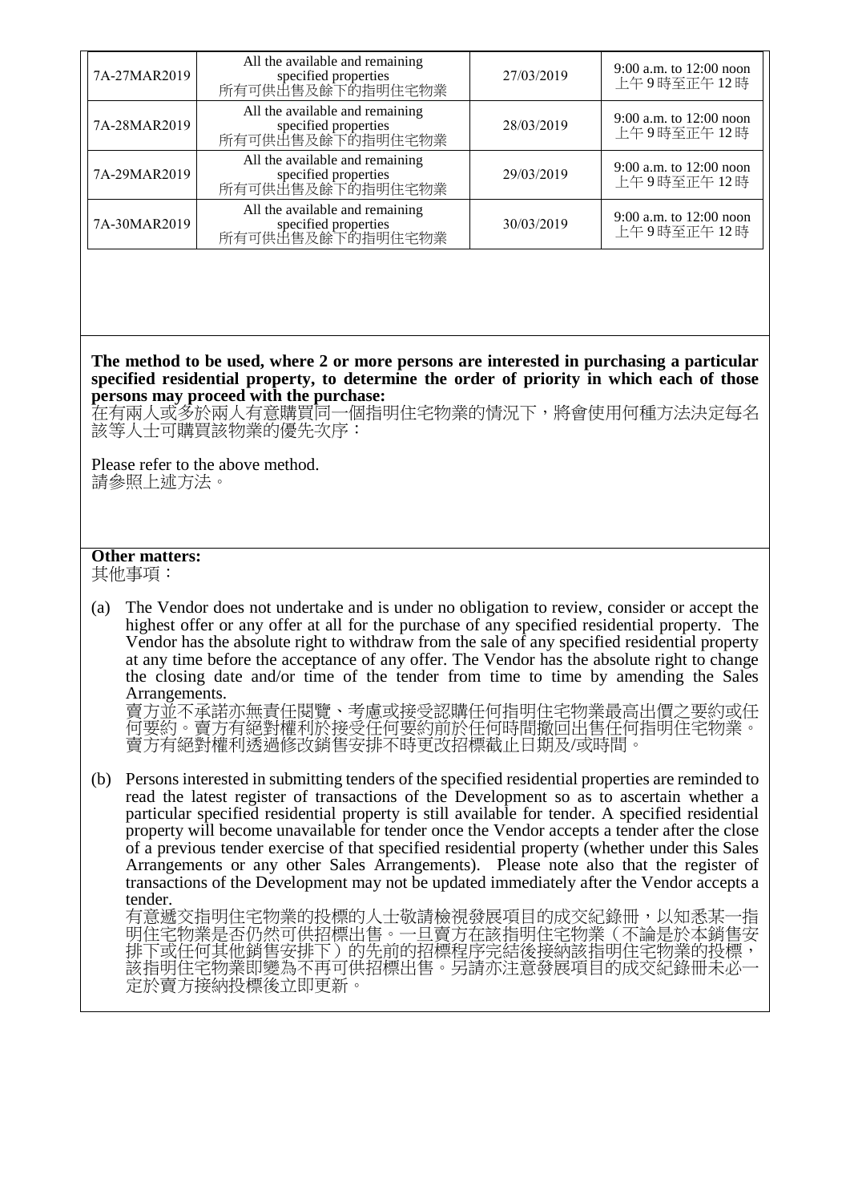| 7A-27MAR2019 | All the available and remaining specified properties 所有可供出售及餘下的指明住宅物業 | 27/03/2019 | 9:00 a.m. to 12:00 noon 上午 9 時至正午 12 時 |
|---|---|---|---|
| 7A-28MAR2019 | All the available and remaining specified properties 所有可供出售及餘下的指明住宅物業 | 28/03/2019 | 9:00 a.m. to 12:00 noon 上午 9 時至正午 12 時 |
| 7A-29MAR2019 | All the available and remaining specified properties 所有可供出售及餘下的指明住宅物業 | 29/03/2019 | 9:00 a.m. to 12:00 noon 上午 9 時至正午 12 時 |
| 7A-30MAR2019 | All the available and remaining specified properties 所有可供出售及餘下的指明住宅物業 | 30/03/2019 | 9:00 a.m. to 12:00 noon 上午 9 時至正午 12 時 |

**The method to be used, where 2 or more persons are interested in purchasing a particular specified residential property, to determine the order of priority in which each of those persons may proceed with the purchase:**
在有兩人或多於兩人有意購買同一個指明住宅物業的情況下，將會使用何種方法決定每名該等人士可購買該物業的優先次序：

Please refer to the above method.
請參照上述方法。

**Other matters:**
其他事項：

(a) The Vendor does not undertake and is under no obligation to review, consider or accept the highest offer or any offer at all for the purchase of any specified residential property. The Vendor has the absolute right to withdraw from the sale of any specified residential property at any time before the acceptance of any offer. The Vendor has the absolute right to change the closing date and/or time of the tender from time to time by amending the Sales Arrangements.
賣方並不承諾亦無責任閱覽、考慮或接受認購任何指明住宅物業最高出價之要約或任何要約。賣方有絕對權利於接受任何要約前於任何時間撤回出售任何指明住宅物業。賣方有絕對權利透過修改銷售安排不時更改招標截止日期及/或時間。

(b) Persons interested in submitting tenders of the specified residential properties are reminded to read the latest register of transactions of the Development so as to ascertain whether a particular specified residential property is still available for tender. A specified residential property will become unavailable for tender once the Vendor accepts a tender after the close of a previous tender exercise of that specified residential property (whether under this Sales Arrangements or any other Sales Arrangements). Please note also that the register of transactions of the Development may not be updated immediately after the Vendor accepts a tender.
有意遞交指明住宅物業的投標的人士敬請檢視發展項目的成交紀錄冊，以知悉某一指明住宅物業是否仍然可供招標出售。一旦賣方在該指明住宅物業（不論是於本銷售安排下或任何其他銷售安排下）的先前的招標程序完結後接納該指明住宅物業的投標，該指明住宅物業即變為不再可供招標出售。另請亦注意發展項目的成交紀錄冊未必一定於賣方接納投標後立即更新。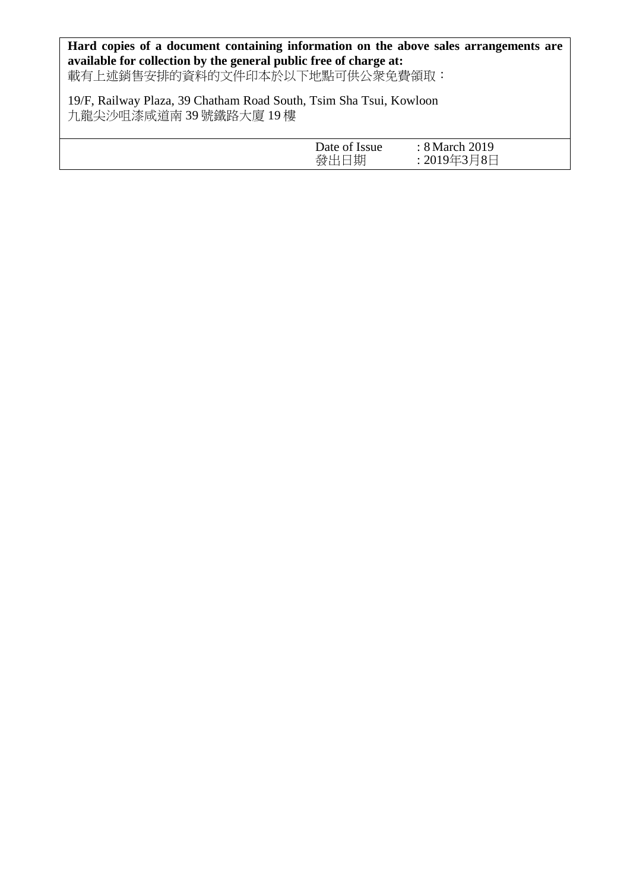**Hard copies of a document containing information on the above sales arrangements are available for collection by the general public free of charge at:**
載有上述銷售安排的資料的文件印本於以下地點可供公眾免費領取：

19/F, Railway Plaza, 39 Chatham Road South, Tsim Sha Tsui, Kowloon
九龍尖沙咀漆咸道南 39 號鐵路大廈 19 樓

| | | |
|---|---|---|
| | Date of Issue<br>發出日期 | : 8 March 2019<br>: 2019年3月8日 |